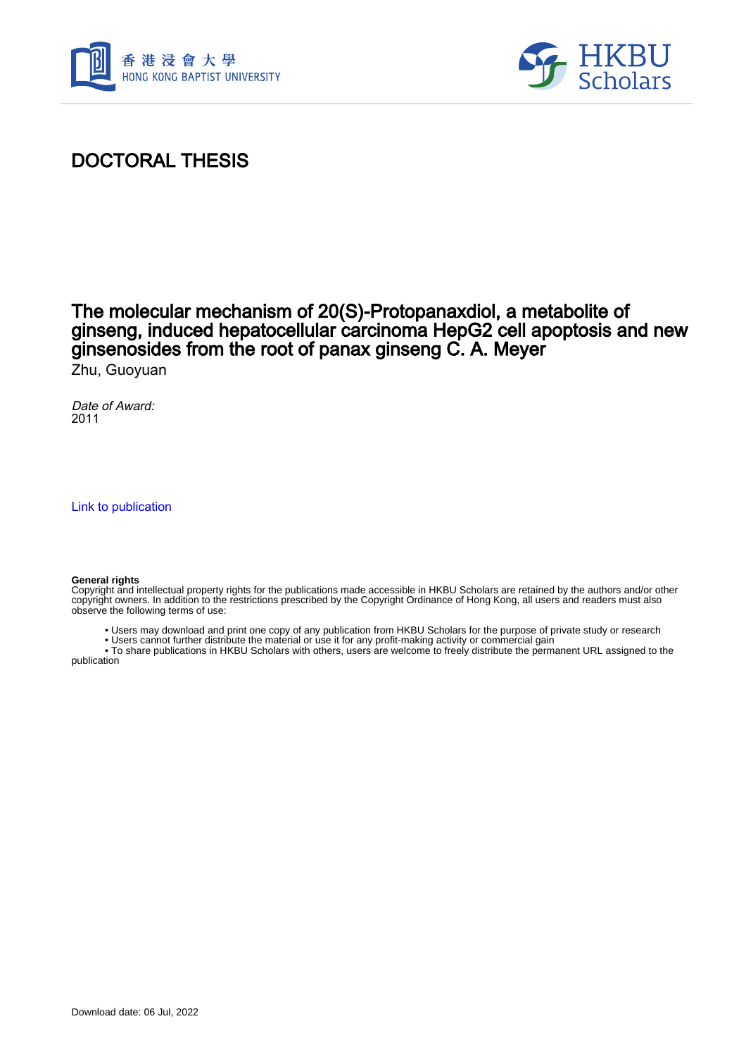# DOCTORAL THESIS

## The molecular mechanism of 20(S)-Protopanaxdiol, a metabolite of ginseng, induced hepatocellular carcinoma HepG2 cell apoptosis and new ginsenosides from the root of panax ginseng C. A. Meyer

Zhu, Guoyuan

*Date of Award:*
2011

Link to publication

**General rights**
Copyright and intellectual property rights for the publications made accessible in HKBU Scholars are retained by the authors and/or other copyright owners. In addition to the restrictions prescribed by the Copyright Ordinance of Hong Kong, all users and readers must also observe the following terms of use:

- Users may download and print one copy of any publication from HKBU Scholars for the purpose of private study or research
- Users cannot further distribute the material or use it for any profit-making activity or commercial gain
- To share publications in HKBU Scholars with others, users are welcome to freely distribute the permanent URL assigned to the publication

Download date: 06 Jul, 2022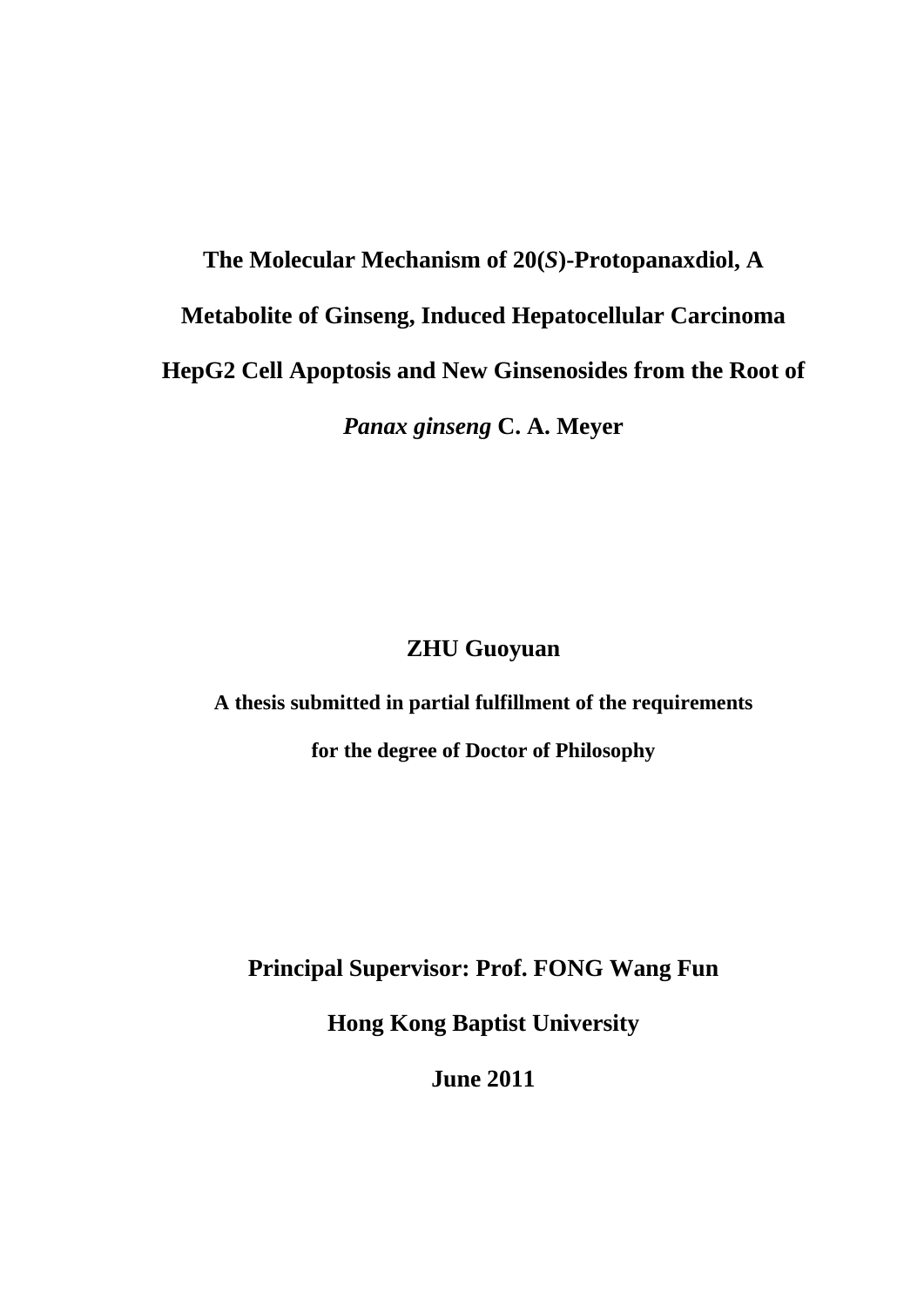# The Molecular Mechanism of 20(*S*)-Protopanaxdiol, A Metabolite of Ginseng, Induced Hepatocellular Carcinoma HepG2 Cell Apoptosis and New Ginsenosides from the Root of *Panax ginseng* C. A. Meyer

**ZHU Guoyuan**

**A thesis submitted in partial fulfillment of the requirements for the degree of Doctor of Philosophy**

**Principal Supervisor: Prof. FONG Wang Fun**

**Hong Kong Baptist University**

**June 2011**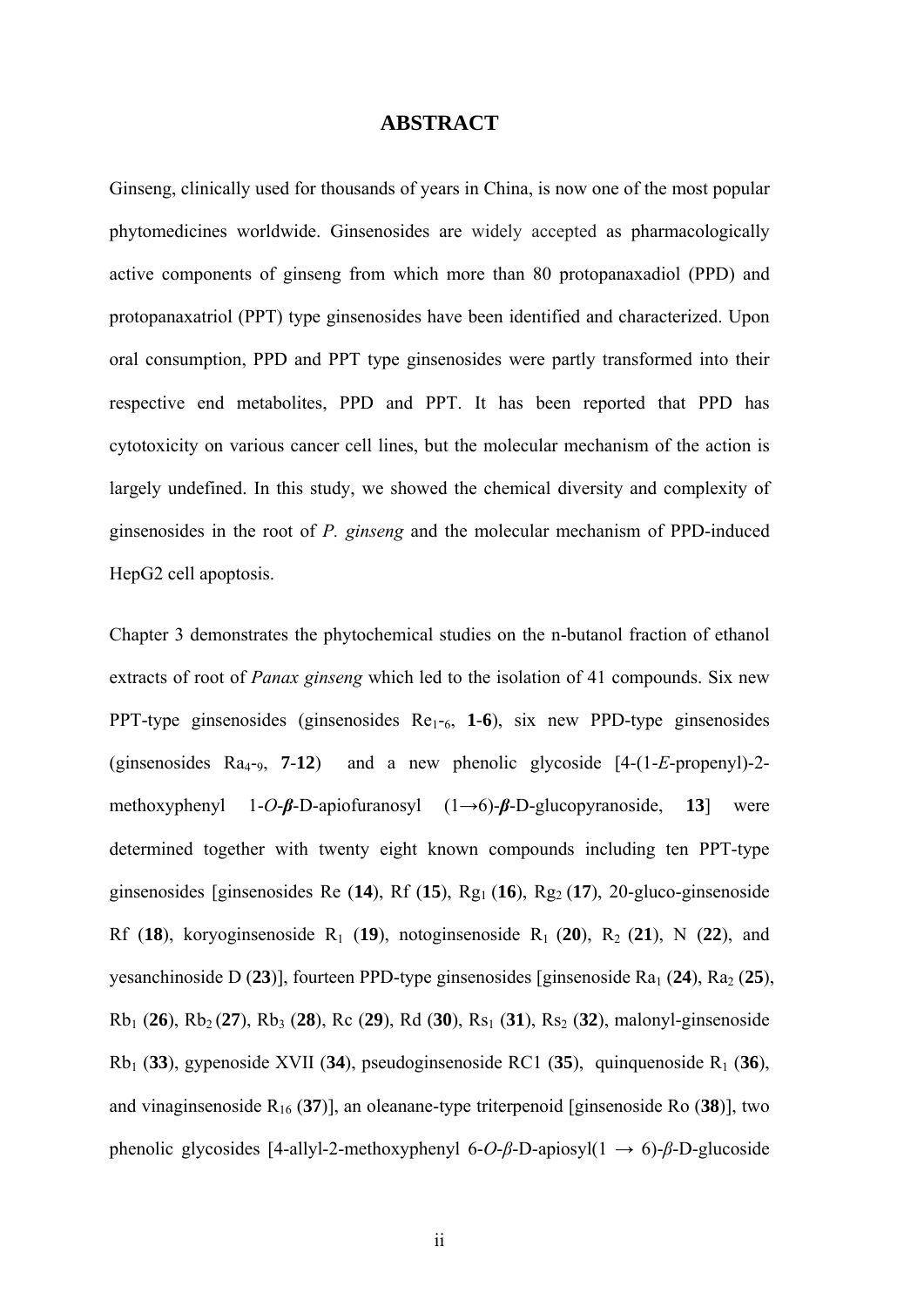# ABSTRACT

Ginseng, clinically used for thousands of years in China, is now one of the most popular phytomedicines worldwide. Ginsenosides are widely accepted as pharmacologically active components of ginseng from which more than 80 protopanaxadiol (PPD) and protopanaxatriol (PPT) type ginsenosides have been identified and characterized. Upon oral consumption, PPD and PPT type ginsenosides were partly transformed into their respective end metabolites, PPD and PPT. It has been reported that PPD has cytotoxicity on various cancer cell lines, but the molecular mechanism of the action is largely undefined. In this study, we showed the chemical diversity and complexity of ginsenosides in the root of *P. ginseng* and the molecular mechanism of PPD-induced HepG2 cell apoptosis.

Chapter 3 demonstrates the phytochemical studies on the n-butanol fraction of ethanol extracts of root of *Panax ginseng* which led to the isolation of 41 compounds. Six new PPT-type ginsenosides (ginsenosides $Re_{1}$-$_{6}$, **1**-**6**), six new PPD-type ginsenosides (ginsenosides $Ra_{4}$-$_{9}$, **7**-**12**) and a new phenolic glycoside [4-(1-*E*-propenyl)-2-methoxyphenyl 1-*O*-***β***-D-apiofuranosyl (1→6)-***β***-D-glucopyranoside, **13**] were determined together with twenty eight known compounds including ten PPT-type ginsenosides [ginsenosides Re (**14**), Rf (**15**), $Rg_1$ (**16**), $Rg_2$ (**17**), 20-gluco-ginsenoside Rf (**18**), koryoginsenoside $R_1$ (**19**), notoginsenoside $R_1$ (**20**), $R_2$ (**21**), N (**22**), and yesanchinoside D (**23**)], fourteen PPD-type ginsenosides [ginsenoside $Ra_1$ (**24**), $Ra_2$ (**25**), $Rb_1$ (**26**), $Rb_2$ (**27**), $Rb_3$ (**28**), Rc (**29**), Rd (**30**), $Rs_1$ (**31**), $Rs_2$ (**32**), malonyl-ginsenoside $Rb_1$ (**33**), gypenoside XVII (**34**), pseudoginsenoside RC1 (**35**), quinquenoside $R_1$ (**36**), and vinaginsenoside $R_{16}$ (**37**)], an oleanane-type triterpenoid [ginsenoside Ro (**38**)], two phenolic glycosides [4-allyl-2-methoxyphenyl 6-*O*-*β*-D-apiosyl(1 → 6)-*β*-D-glucoside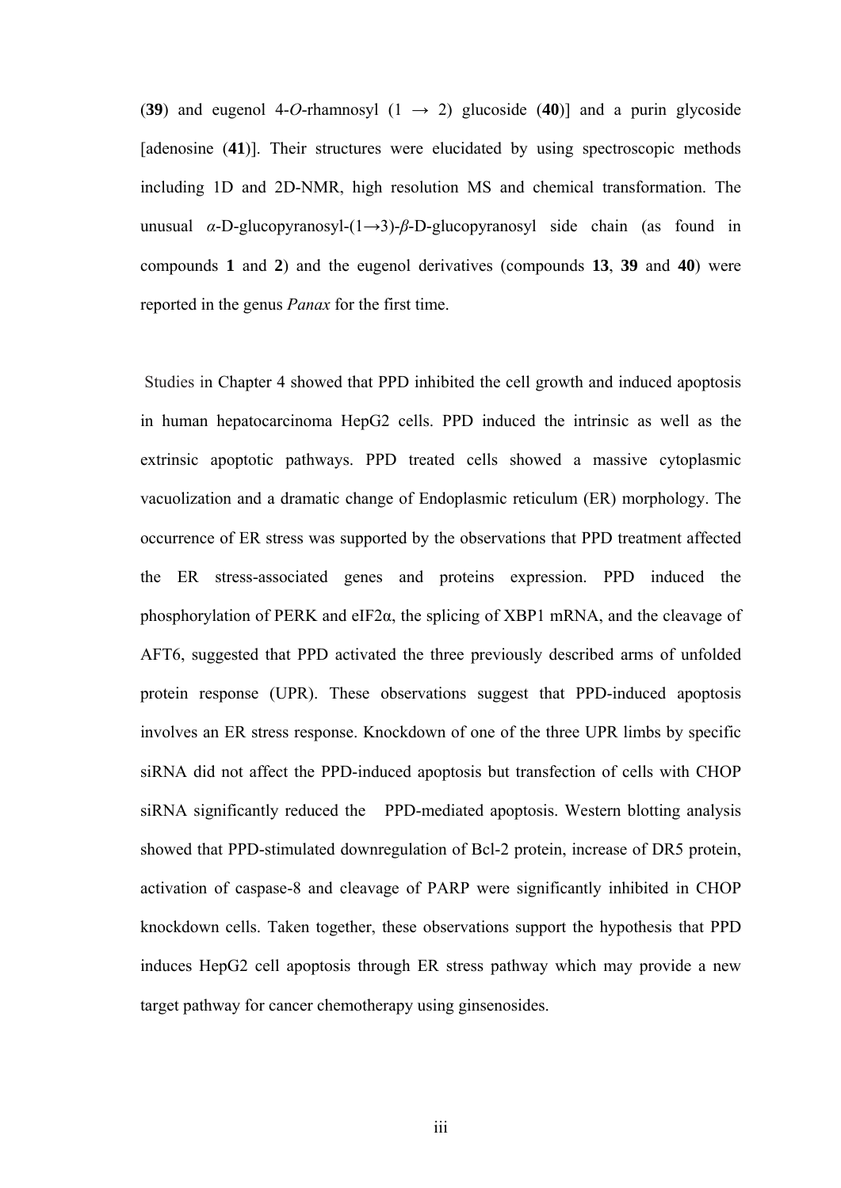(**39**) and eugenol 4-*O*-rhamnosyl (1 → 2) glucoside (**40**)] and a purin glycoside [adenosine (**41**)]. Their structures were elucidated by using spectroscopic methods including 1D and 2D-NMR, high resolution MS and chemical transformation. The unusual *α*-D-glucopyranosyl-(1→3)-*β*-D-glucopyranosyl side chain (as found in compounds **1** and **2**) and the eugenol derivatives (compounds **13**, **39** and **40**) were reported in the genus *Panax* for the first time.

Studies in Chapter 4 showed that PPD inhibited the cell growth and induced apoptosis in human hepatocarcinoma HepG2 cells. PPD induced the intrinsic as well as the extrinsic apoptotic pathways. PPD treated cells showed a massive cytoplasmic vacuolization and a dramatic change of Endoplasmic reticulum (ER) morphology. The occurrence of ER stress was supported by the observations that PPD treatment affected the ER stress-associated genes and proteins expression. PPD induced the phosphorylation of PERK and eIF2α, the splicing of XBP1 mRNA, and the cleavage of AFT6, suggested that PPD activated the three previously described arms of unfolded protein response (UPR). These observations suggest that PPD-induced apoptosis involves an ER stress response. Knockdown of one of the three UPR limbs by specific siRNA did not affect the PPD-induced apoptosis but transfection of cells with CHOP siRNA significantly reduced the PPD-mediated apoptosis. Western blotting analysis showed that PPD-stimulated downregulation of Bcl-2 protein, increase of DR5 protein, activation of caspase-8 and cleavage of PARP were significantly inhibited in CHOP knockdown cells. Taken together, these observations support the hypothesis that PPD induces HepG2 cell apoptosis through ER stress pathway which may provide a new target pathway for cancer chemotherapy using ginsenosides.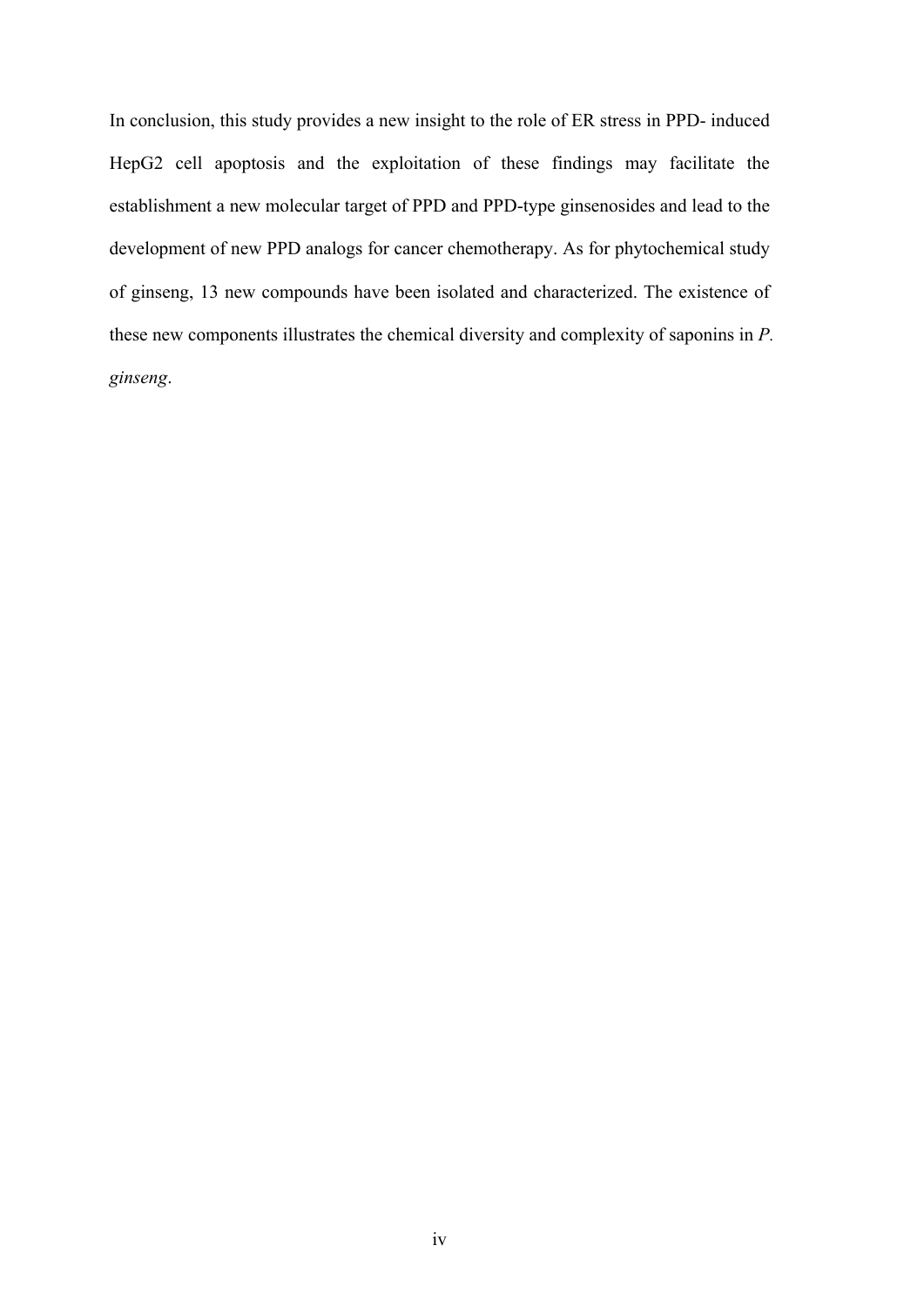In conclusion, this study provides a new insight to the role of ER stress in PPD- induced HepG2 cell apoptosis and the exploitation of these findings may facilitate the establishment a new molecular target of PPD and PPD-type ginsenosides and lead to the development of new PPD analogs for cancer chemotherapy. As for phytochemical study of ginseng, 13 new compounds have been isolated and characterized. The existence of these new components illustrates the chemical diversity and complexity of saponins in *P. ginseng*.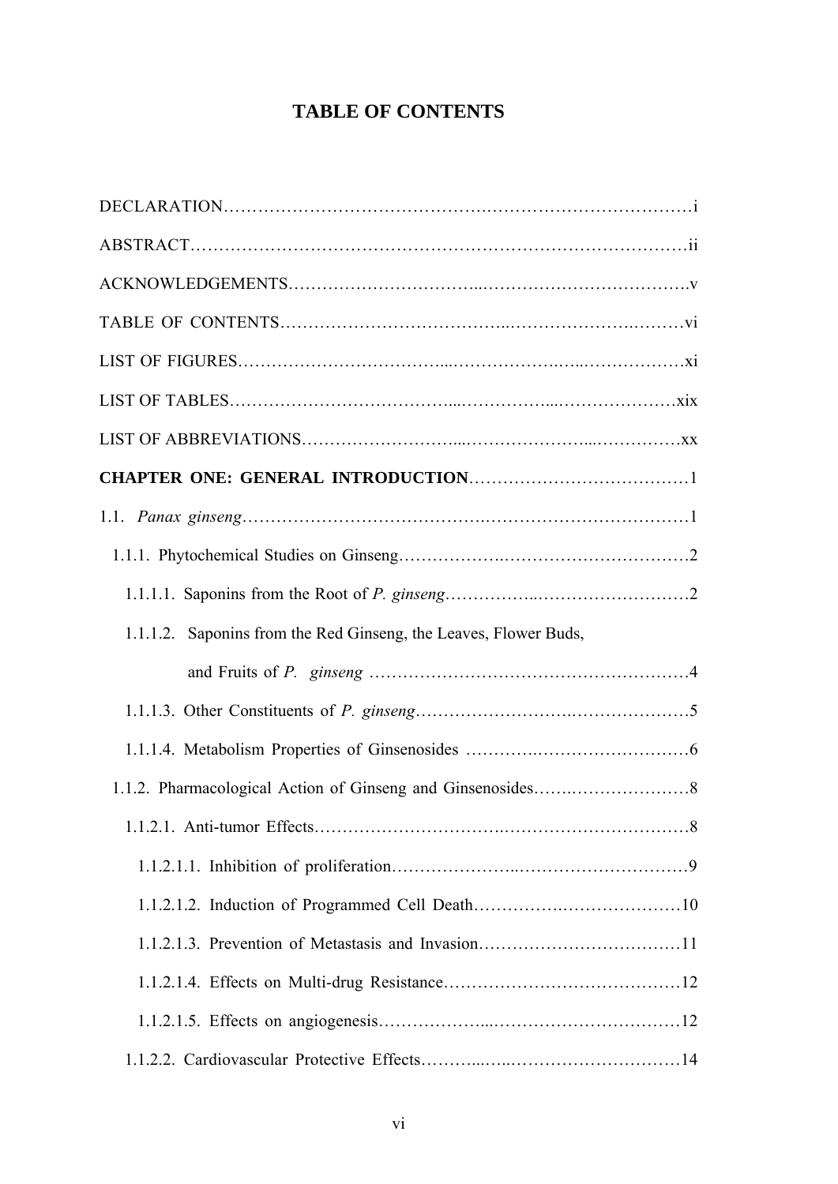# TABLE OF CONTENTS

DECLARATION……………………………………………………………………………i

ABSTRACT……………………………………………………………………………ii

ACKNOWLEDGEMENTS……………………………………………………………………v

TABLE OF CONTENTS……………………………………………………………………vi

LIST OF FIGURES……………………………………………………………………xi

LIST OF TABLES……………………………………………………………………xix

LIST OF ABBREVIATIONS……………………………………………………………xx

**CHAPTER ONE: GENERAL INTRODUCTION**……………………………………1

1.1. *Panax ginseng*……………………………………………………………………1

1.1.1. Phytochemical Studies on Ginseng……………………………………………2

1.1.1.1. Saponins from the Root of *P. ginseng*……………………………………2

1.1.1.2. Saponins from the Red Ginseng, the Leaves, Flower Buds, and Fruits of *P. ginseng* ……………………………………………………4

1.1.1.3. Other Constituents of *P. ginseng*…………………………………………5

1.1.1.4. Metabolism Properties of Ginsenosides ………………………………6

1.1.2. Pharmacological Action of Ginseng and Ginsenosides……………………8

1.1.2.1. Anti-tumor Effects……………………………………………………………8

1.1.2.1.1. Inhibition of proliferation…………………………………………………9

1.1.2.1.2. Induction of Programmed Cell Death…………………………………10

1.1.2.1.3. Prevention of Metastasis and Invasion………………………………11

1.1.2.1.4. Effects on Multi-drug Resistance……………………………………12

1.1.2.1.5. Effects on angiogenesis…………………………………………………12

1.1.2.2. Cardiovascular Protective Effects…………………………………………14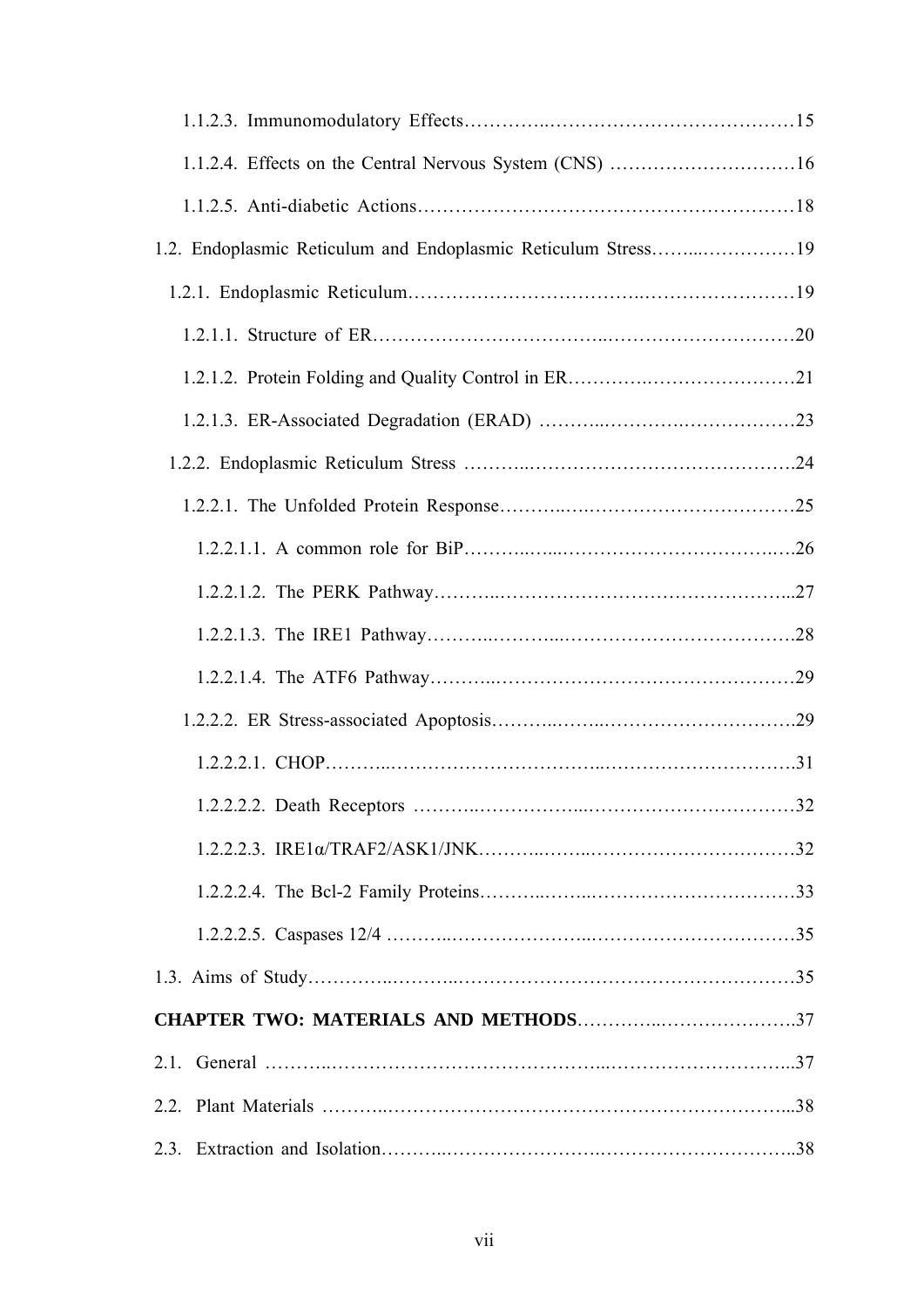1.1.2.3. Immunomodulatory Effects……………………………………………15

1.1.2.4. Effects on the Central Nervous System (CNS) ……………………………16

1.1.2.5. Anti-diabetic Actions……………………………………………………18

1.2. Endoplasmic Reticulum and Endoplasmic Reticulum Stress………………………19

1.2.1. Endoplasmic Reticulum……………………………………………………19

1.2.1.1. Structure of ER……………………………………………………………20

1.2.1.2. Protein Folding and Quality Control in ER…………………………………21

1.2.1.3. ER-Associated Degradation (ERAD) ……………………………………23

1.2.2. Endoplasmic Reticulum Stress ……………………………………………24

1.2.2.1. The Unfolded Protein Response……………………………………………25

1.2.2.1.1. A common role for BiP…………………………………………………26

1.2.2.1.2. The PERK Pathway………………………………………………………27

1.2.2.1.3. The IRE1 Pathway………………………………………………………28

1.2.2.1.4. The ATF6 Pathway………………………………………………………29

1.2.2.2. ER Stress-associated Apoptosis……………………………………………29

1.2.2.2.1. CHOP………………………………………………………………………31

1.2.2.2.2. Death Receptors …………………………………………………………32

1.2.2.2.3. IRE1α/TRAF2/ASK1/JNK…………………………………………………32

1.2.2.2.4. The Bcl-2 Family Proteins…………………………………………………33

1.2.2.2.5. Caspases 12/4 ……………………………………………………………35

1.3. Aims of Study……………………………………………………………………35

**CHAPTER TWO: MATERIALS AND METHODS**……………………………………37

2.1. General ……………………………………………………………………………37

2.2. Plant Materials ……………………………………………………………………38

2.3. Extraction and Isolation……………………………………………………………38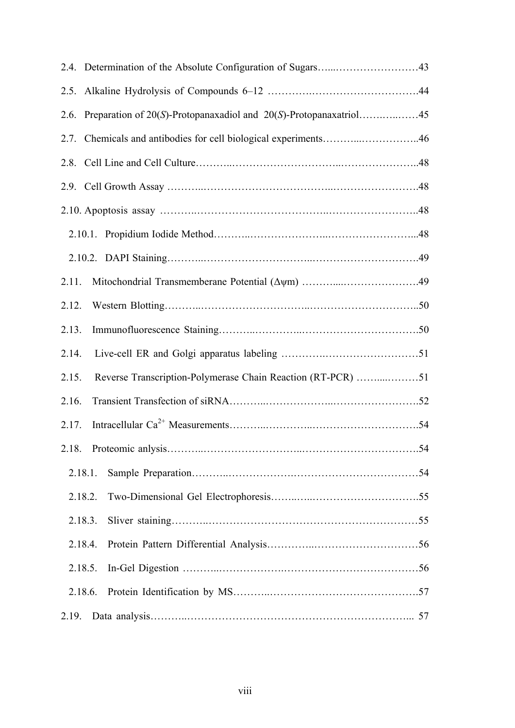2.4. Determination of the Absolute Configuration of Sugars…...……………………43

2.5. Alkaline Hydrolysis of Compounds 6–12 ……….…………………………….44

2.6. Preparation of 20(*S*)-Protopanaxadiol and 20(*S*)-Protopanaxatriol…….…..……45

2.7. Chemicals and antibodies for cell biological experiments………...……………..46

2.8. Cell Line and Cell Culture………..…………………………..…………………..48

2.9. Cell Growth Assay ………..………………………………...…………………….48

2.10. Apoptosis assay ………..……………………………….……………………..48

2.10.1. Propidium Iodide Method………..…………………..……………………...48

2.10.2. DAPI Staining………..…………………………...………………………….49

2.11. Mitochondrial Transmemberane Potential ($\Delta\psi m$) ………....…………………49

2.12. Western Blotting………..…………………………..…………………………..50

2.13. Immunofluorescence Staining………..…………..…………………………….50

2.14. Live-cell ER and Golgi apparatus labeling ……….………………………51

2.15. Reverse Transcription-Polymerase Chain Reaction (RT-PCR) ……....………51

2.16. Transient Transfection of siRNA………..………………..…………………….52

2.17. Intracellular $Ca^{2+}$ Measurements………..…………..………………………….54

2.18. Proteomic anlysis………..……………………..…………………………….54

2.18.1. Sample Preparation………..……………….……………………………………54

2.18.2. Two-Dimensional Gel Electrophoresis……..…..………………………….55

2.18.3. Sliver staining………..……………………………………………………55

2.18.4. Protein Pattern Differential Analysis…………..…………………………56

2.18.5. In-Gel Digestion ………..……………….………………………………56

2.18.6. Protein Identification by MS………..…………………………………….57

2.19. Data analysis………..…………………………………………………….…... 57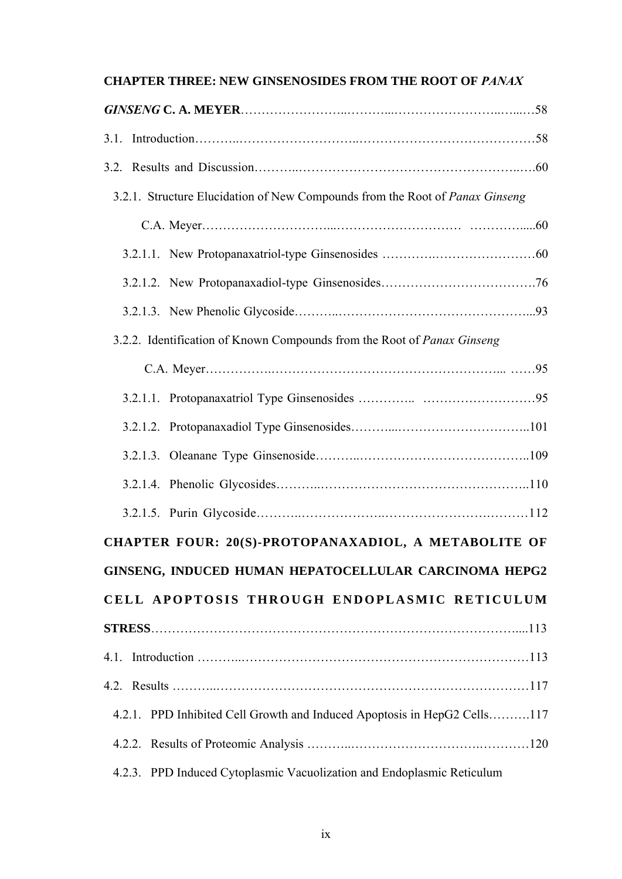**CHAPTER THREE: NEW GINSENOSIDES FROM THE ROOT OF *PANAX GINSENG* C. A. MEYER**……………………..………...……………………..…..…58

3.1. Introduction………..………………………..……………………………………58

3.2. Results and Discussion………..………………………………………………..….60

3.2.1. Structure Elucidation of New Compounds from the Root of *Panax Ginseng* C.A. Meyer………………………...………………………… …………....60

3.2.1.1. New Protopanaxatriol-type Ginsenosides ………….……………………60

3.2.1.2. New Protopanaxadiol-type Ginsenosides……………………………….76

3.2.1.3. New Phenolic Glycoside………..………………………………………...93

3.2.2. Identification of Known Compounds from the Root of *Panax Ginseng* C.A. Meyer…………….……………………………………………... ……95

3.2.1.1. Protopanaxatriol Type Ginsenosides ………….. ………………………95

3.2.1.2. Protopanaxadiol Type Ginsenosides………...…………………………..101

3.2.1.3. Oleanane Type Ginsenoside………..…………………………………..109

3.2.1.4. Phenolic Glycosides………..…………………………………………..110

3.2.1.5. Purin Glycoside………..………………..…………………….………112

**CHAPTER FOUR: 20(S)-PROTOPANAXADIOL, A METABOLITE OF GINSENG, INDUCED HUMAN HEPATOCELLULAR CARCINOMA HEPG2 CELL APOPTOSIS THROUGH ENDOPLASMIC RETICULUM STRESS**…………………………………………………………………………....113

4.1. Introduction ………..……………………………………………………………113

4.2. Results ………..……………………………….………………………………117

4.2.1. PPD Inhibited Cell Growth and Induced Apoptosis in HepG2 Cells……….117

4.2.2. Results of Proteomic Analysis ………..………………………….…………120

4.2.3. PPD Induced Cytoplasmic Vacuolization and Endoplasmic Reticulum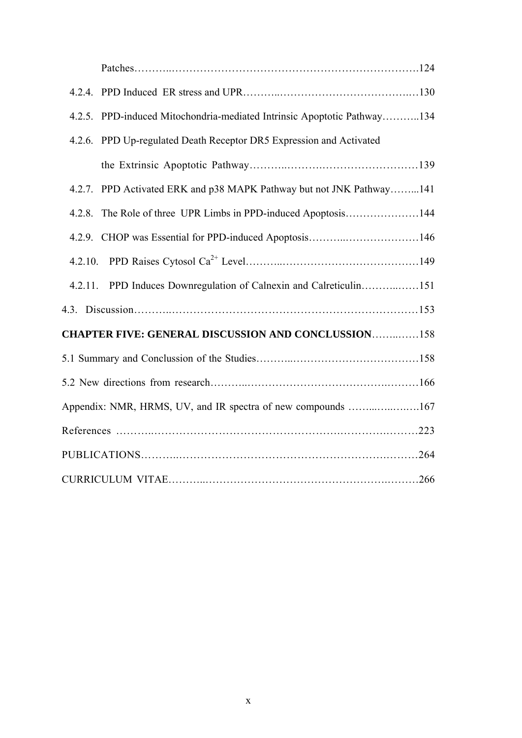Patches……….………………………………………………………………….124

4.2.4. PPD Induced ER stress and UPR……….………………………………….…130

4.2.5. PPD-induced Mitochondria-mediated Intrinsic Apoptotic Pathway………..134

4.2.6. PPD Up-regulated Death Receptor DR5 Expression and Activated the Extrinsic Apoptotic Pathway……….……….………………………139

4.2.7. PPD Activated ERK and p38 MAPK Pathway but not JNK Pathway……...141

4.2.8. The Role of three UPR Limbs in PPD-induced Apoptosis…………………144

4.2.9. CHOP was Essential for PPD-induced Apoptosis……….…………………146

4.2.10. PPD Raises Cytosol $Ca^{2+}$ Level……….……………………………………149

4.2.11. PPD Induces Downregulation of Calnexin and Calreticulin……….……151

4.3. Discussion……….……………………………………………………………153

**CHAPTER FIVE: GENERAL DISCUSSION AND CONCLUSSION**……..……158

5.1 Summary and Conclussion of the Studies……….…………………………………158

5.2 New directions from research……….…………………………………….………166

Appendix: NMR, HRMS, UV, and IR spectra of new compounds ……..…..….….167

References ……….…………………………………………….…………….………223

PUBLICATIONS……….……………………………………………………….………264

CURRICULUM VITAE……….………………………………………………….………266